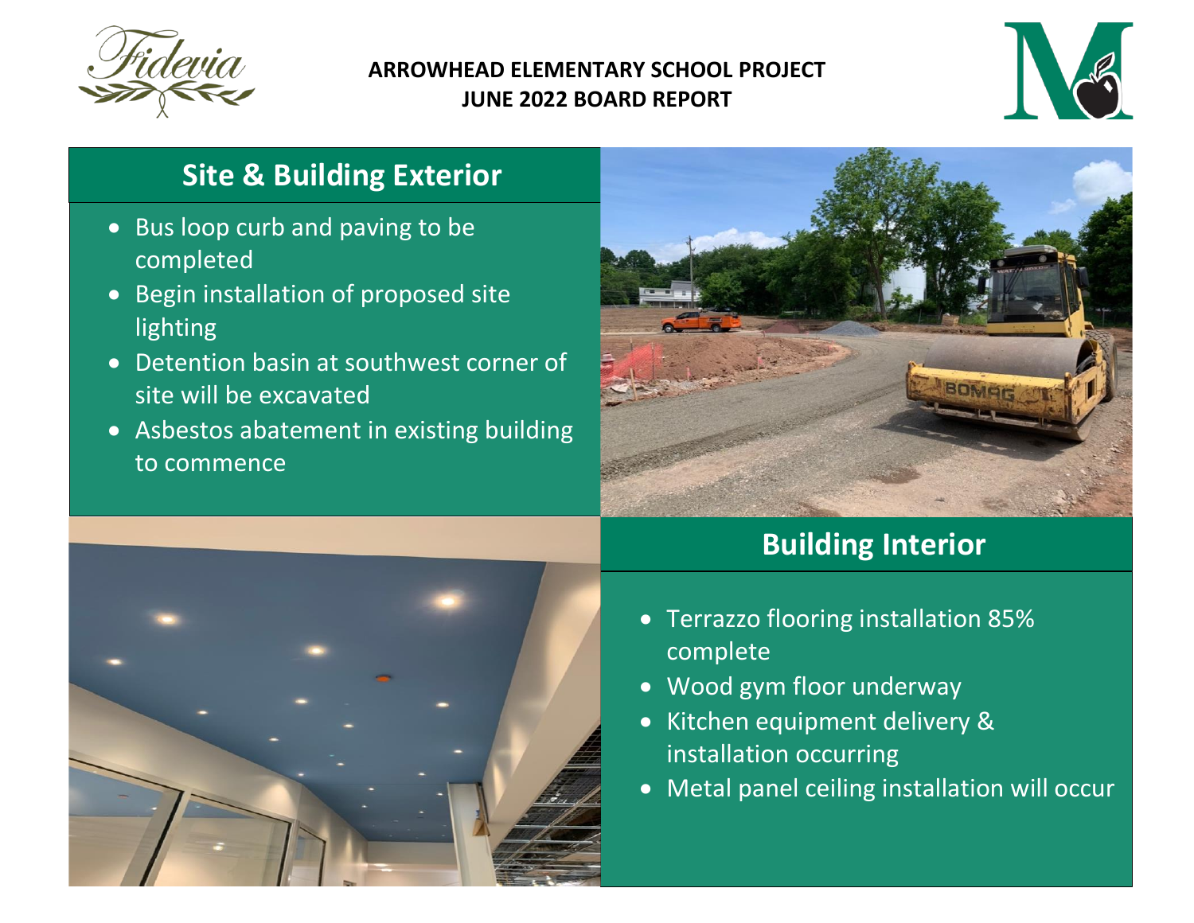# ARROWHEAD ELEMENTARY SCHOOL PROJECT
## JUNE 2022 BOARD REPORT

## Site & Building Exterior

- Bus loop curb and paving to be completed
- Begin installation of proposed site lighting
- Detention basin at southwest corner of site will be excavated
- Asbestos abatement in existing building to commence

## Building Interior

- Terrazzo flooring installation 85% complete
- Wood gym floor underway
- Kitchen equipment delivery & installation occurring
- Metal panel ceiling installation will occur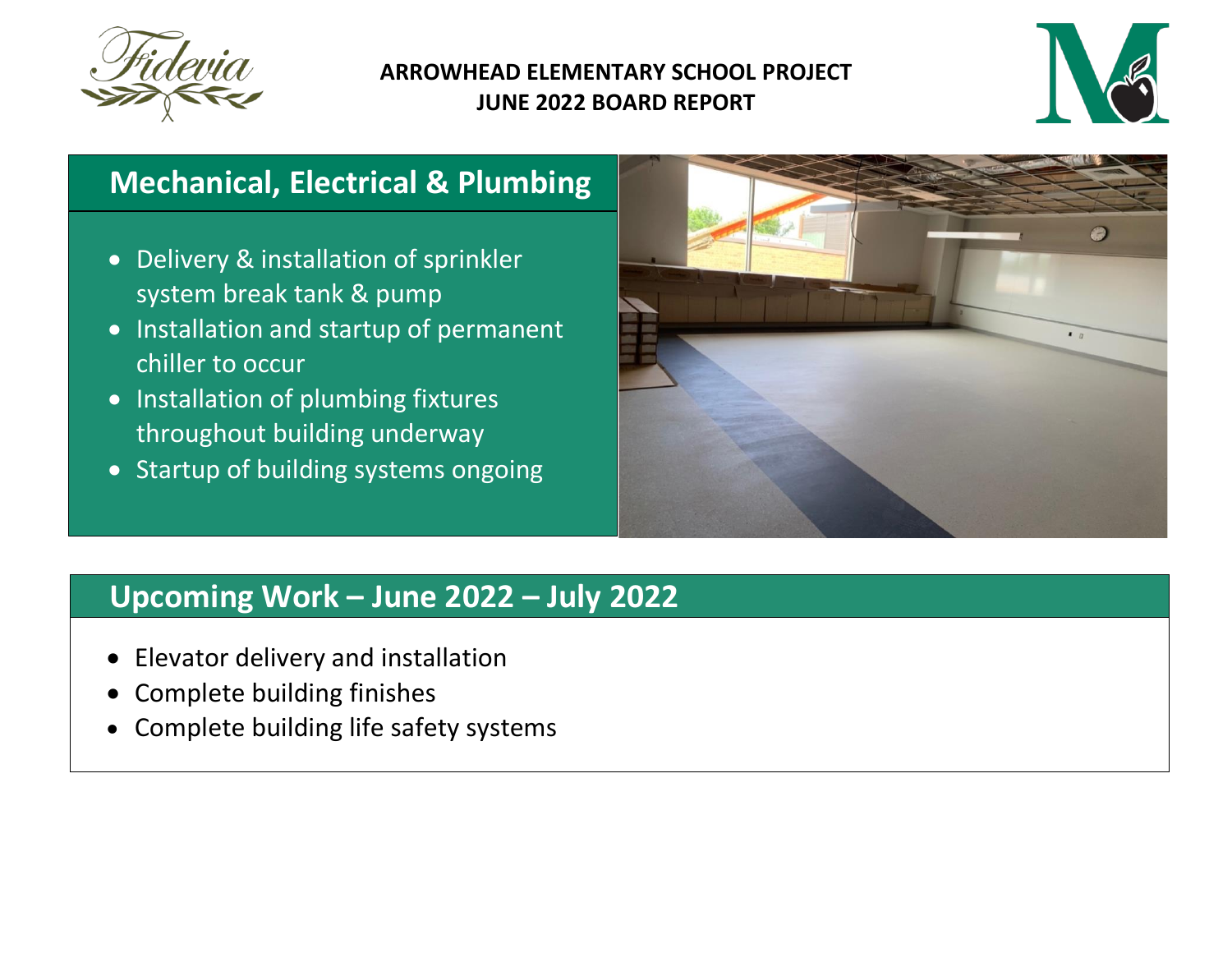# ARROWHEAD ELEMENTARY SCHOOL PROJECT
## JUNE 2022 BOARD REPORT

## Mechanical, Electrical & Plumbing

- Delivery & installation of sprinkler system break tank & pump
- Installation and startup of permanent chiller to occur
- Installation of plumbing fixtures throughout building underway
- Startup of building systems ongoing

## Upcoming Work – June 2022 – July 2022

- Elevator delivery and installation
- Complete building finishes
- Complete building life safety systems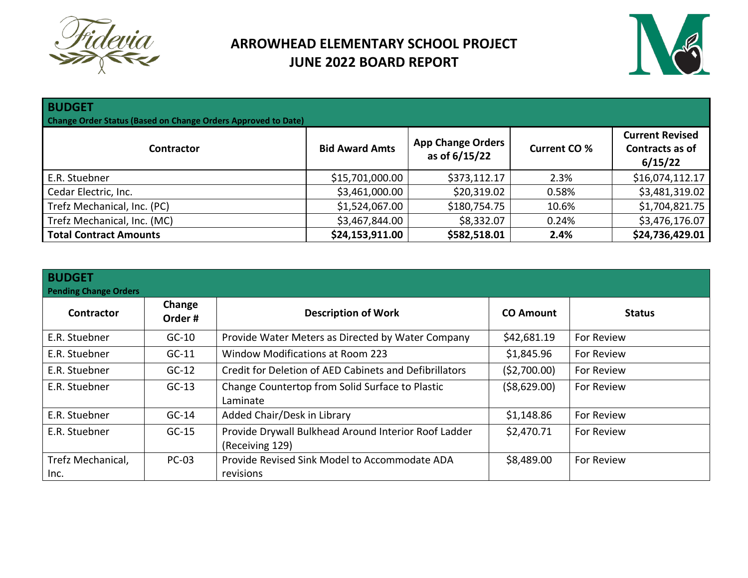# ARROWHEAD ELEMENTARY SCHOOL PROJECT
# JUNE 2022 BOARD REPORT

## BUDGET

**Change Order Status (Based on Change Orders Approved to Date)**

| Contractor | Bid Award Amts | App Change Orders as of 6/15/22 | Current CO % | Current Revised Contracts as of 6/15/22 |
|---|---|---|---|---|
| E.R. Stuebner | $15,701,000.00 | $373,112.17 | 2.3% | $16,074,112.17 |
| Cedar Electric, Inc. | $3,461,000.00 | $20,319.02 | 0.58% | $3,481,319.02 |
| Trefz Mechanical, Inc. (PC) | $1,524,067.00 | $180,754.75 | 10.6% | $1,704,821.75 |
| Trefz Mechanical, Inc. (MC) | $3,467,844.00 | $8,332.07 | 0.24% | $3,476,176.07 |
| **Total Contract Amounts** | **$24,153,911.00** | **$582,518.01** | **2.4%** | **$24,736,429.01** |

## BUDGET

**Pending Change Orders**

| Contractor | Change Order # | Description of Work | CO Amount | Status |
|---|---|---|---|---|
| E.R. Stuebner | GC-10 | Provide Water Meters as Directed by Water Company | $42,681.19 | For Review |
| E.R. Stuebner | GC-11 | Window Modifications at Room 223 | $1,845.96 | For Review |
| E.R. Stuebner | GC-12 | Credit for Deletion of AED Cabinets and Defibrillators | ($2,700.00) | For Review |
| E.R. Stuebner | GC-13 | Change Countertop from Solid Surface to Plastic Laminate | ($8,629.00) | For Review |
| E.R. Stuebner | GC-14 | Added Chair/Desk in Library | $1,148.86 | For Review |
| E.R. Stuebner | GC-15 | Provide Drywall Bulkhead Around Interior Roof Ladder (Receiving 129) | $2,470.71 | For Review |
| Trefz Mechanical, Inc. | PC-03 | Provide Revised Sink Model to Accommodate ADA revisions | $8,489.00 | For Review |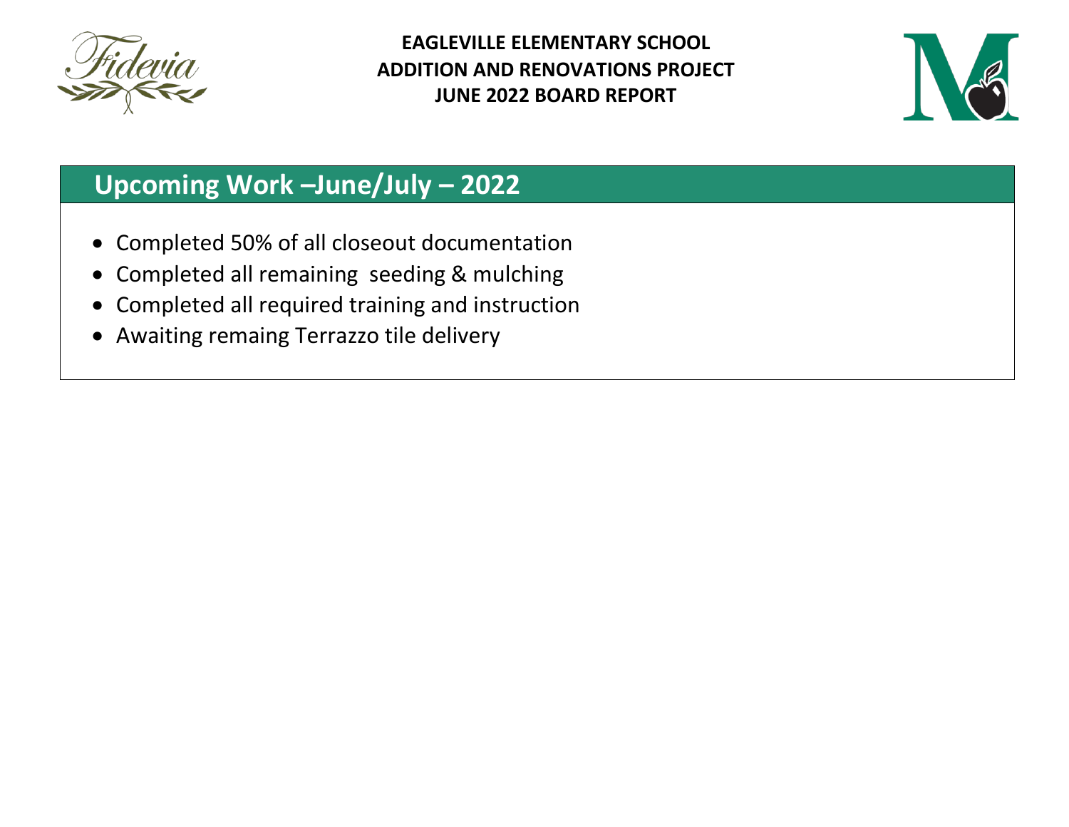**EAGLEVILLE ELEMENTARY SCHOOL**
**ADDITION AND RENOVATIONS PROJECT**
**JUNE 2022 BOARD REPORT**

## Upcoming Work –June/July – 2022

- Completed 50% of all closeout documentation
- Completed all remaining  seeding & mulching
- Completed all required training and instruction
- Awaiting remaing Terrazzo tile delivery